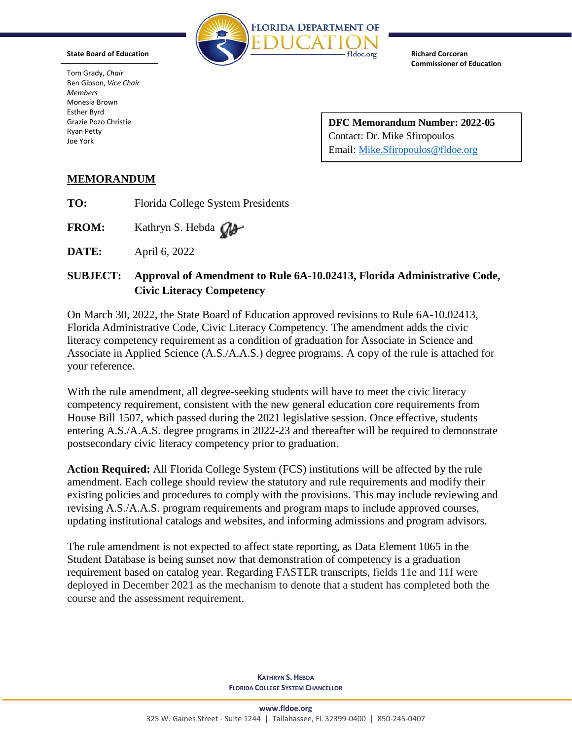**FLORIDA DEPARTMENT OF EDUCATION**
fldoe.org

**State Board of Education**

Tom Grady, *Chair*
Ben Gibson, *Vice Chair*
*Members*
Monesia Brown
Esther Byrd
Grazie Pozo Christie
Ryan Petty
Joe York

**Richard Corcoran**
**Commissioner of Education**

**DFC Memorandum Number: 2022-05**
Contact: Dr. Mike Sfiropoulos
Email: Mike.Sfiropoulos@fldoe.org

## MEMORANDUM

**TO:** Florida College System Presidents

**FROM:** Kathryn S. Hebda

**DATE:** April 6, 2022

**SUBJECT: Approval of Amendment to Rule 6A-10.02413, Florida Administrative Code, Civic Literacy Competency**

On March 30, 2022, the State Board of Education approved revisions to Rule 6A-10.02413, Florida Administrative Code, Civic Literacy Competency. The amendment adds the civic literacy competency requirement as a condition of graduation for Associate in Science and Associate in Applied Science (A.S./A.A.S.) degree programs. A copy of the rule is attached for your reference.

With the rule amendment, all degree-seeking students will have to meet the civic literacy competency requirement, consistent with the new general education core requirements from House Bill 1507, which passed during the 2021 legislative session. Once effective, students entering A.S./A.A.S. degree programs in 2022-23 and thereafter will be required to demonstrate postsecondary civic literacy competency prior to graduation.

**Action Required:** All Florida College System (FCS) institutions will be affected by the rule amendment. Each college should review the statutory and rule requirements and modify their existing policies and procedures to comply with the provisions. This may include reviewing and revising A.S./A.A.S. program requirements and program maps to include approved courses, updating institutional catalogs and websites, and informing admissions and program advisors.

The rule amendment is not expected to affect state reporting, as Data Element 1065 in the Student Database is being sunset now that demonstration of competency is a graduation requirement based on catalog year. Regarding FASTER transcripts, fields 11e and 11f were deployed in December 2021 as the mechanism to denote that a student has completed both the course and the assessment requirement.

**KATHRYN S. HEBDA**
**FLORIDA COLLEGE SYSTEM CHANCELLOR**

**www.fldoe.org**
325 W. Gaines Street - Suite 1244 | Tallahassee, FL 32399-0400 | 850-245-0407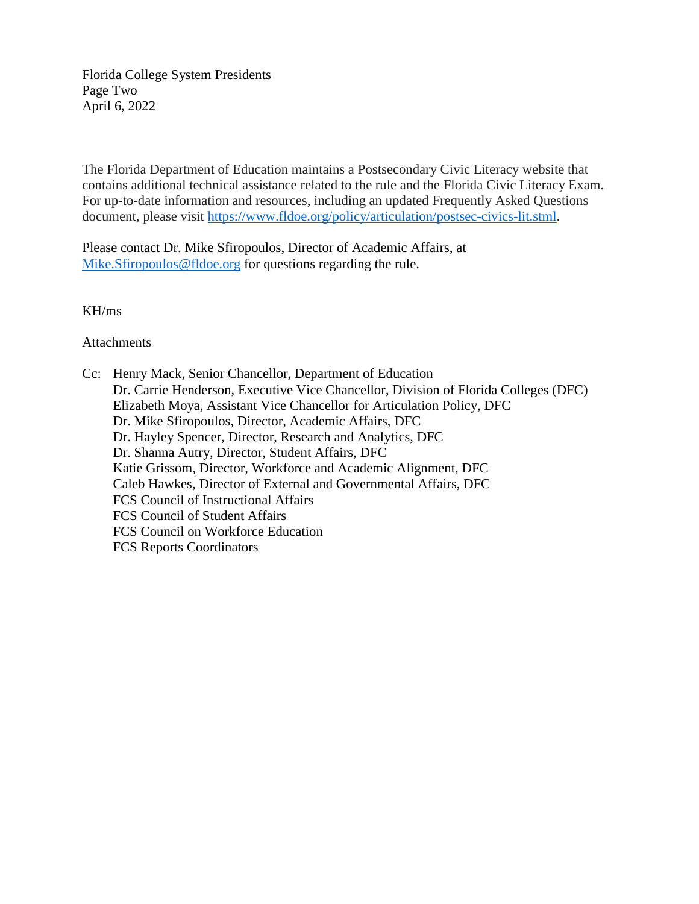The Florida Department of Education maintains a Postsecondary Civic Literacy website that contains additional technical assistance related to the rule and the Florida Civic Literacy Exam. For up-to-date information and resources, including an updated Frequently Asked Questions document, please visit https://www.fldoe.org/policy/articulation/postsec-civics-lit.stml.

Please contact Dr. Mike Sfiropoulos, Director of Academic Affairs, at Mike.Sfiropoulos@fldoe.org for questions regarding the rule.

KH/ms

Attachments

Cc: Henry Mack, Senior Chancellor, Department of Education
Dr. Carrie Henderson, Executive Vice Chancellor, Division of Florida Colleges (DFC)
Elizabeth Moya, Assistant Vice Chancellor for Articulation Policy, DFC
Dr. Mike Sfiropoulos, Director, Academic Affairs, DFC
Dr. Hayley Spencer, Director, Research and Analytics, DFC
Dr. Shanna Autry, Director, Student Affairs, DFC
Katie Grissom, Director, Workforce and Academic Alignment, DFC
Caleb Hawkes, Director of External and Governmental Affairs, DFC
FCS Council of Instructional Affairs
FCS Council of Student Affairs
FCS Council on Workforce Education
FCS Reports Coordinators